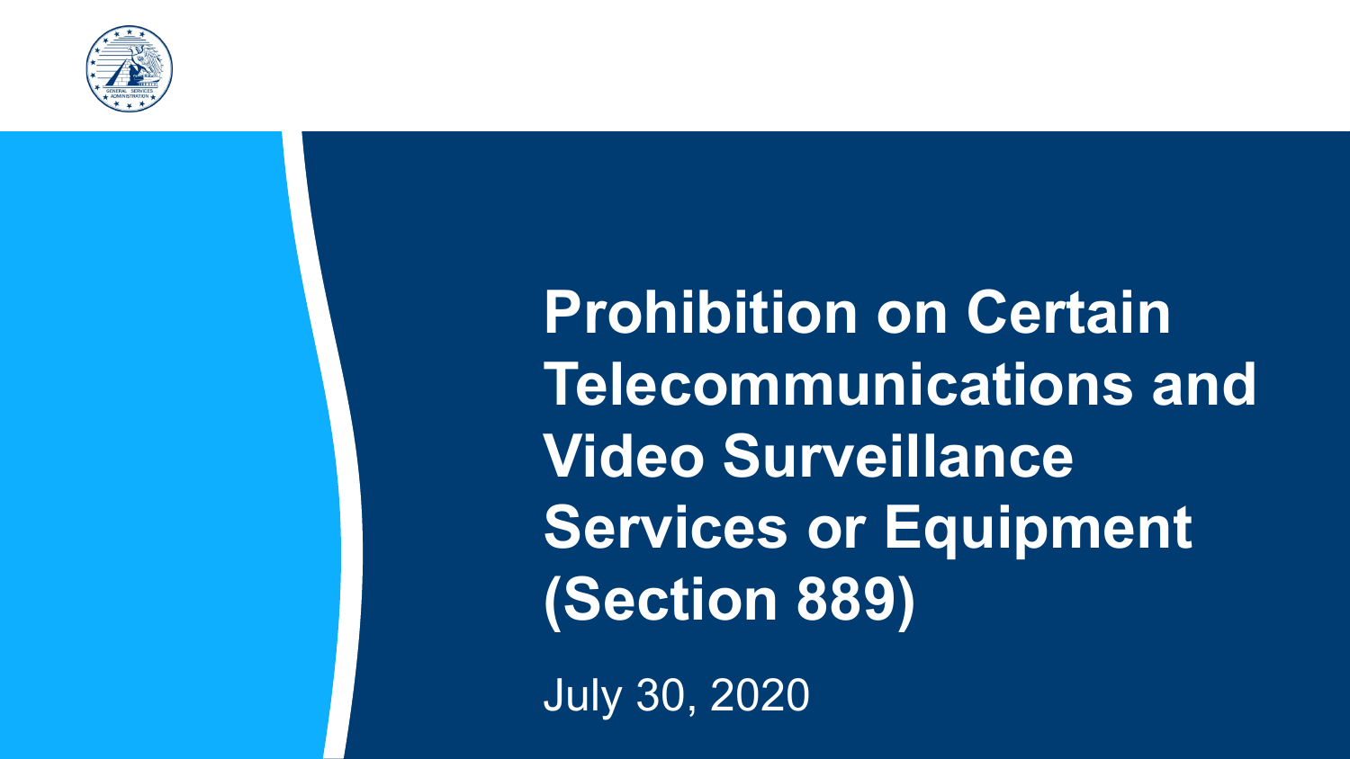# Prohibition on Certain Telecommunications and Video Surveillance Services or Equipment (Section 889)

July 30, 2020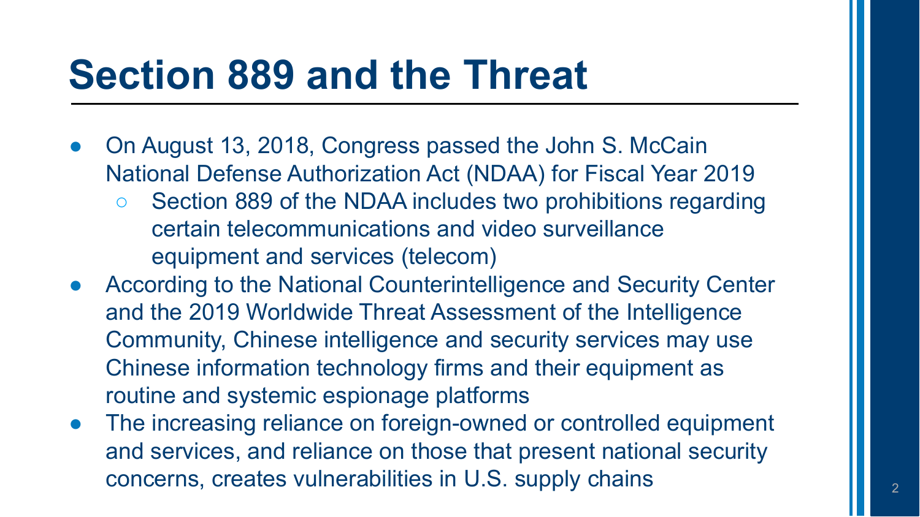# Section 889 and the Threat

- On August 13, 2018, Congress passed the John S. McCain National Defense Authorization Act (NDAA) for Fiscal Year 2019
  - Section 889 of the NDAA includes two prohibitions regarding certain telecommunications and video surveillance equipment and services (telecom)
- According to the National Counterintelligence and Security Center and the 2019 Worldwide Threat Assessment of the Intelligence Community, Chinese intelligence and security services may use Chinese information technology firms and their equipment as routine and systemic espionage platforms
- The increasing reliance on foreign-owned or controlled equipment and services, and reliance on those that present national security concerns, creates vulnerabilities in U.S. supply chains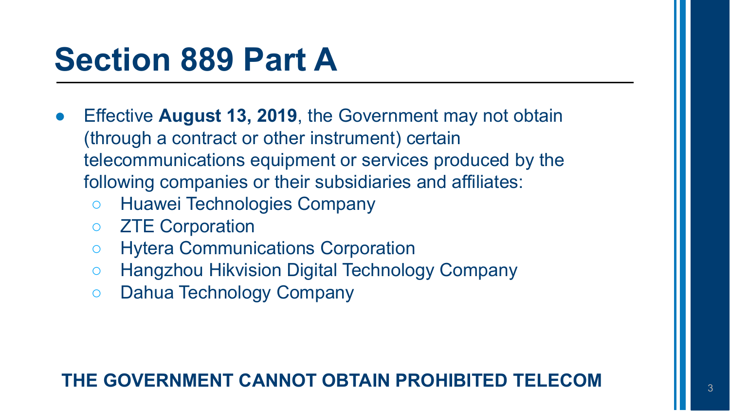# Section 889 Part A

- Effective **August 13, 2019**, the Government may not obtain (through a contract or other instrument) certain telecommunications equipment or services produced by the following companies or their subsidiaries and affiliates:
  - Huawei Technologies Company
  - ZTE Corporation
  - Hytera Communications Corporation
  - Hangzhou Hikvision Digital Technology Company
  - Dahua Technology Company

**THE GOVERNMENT CANNOT OBTAIN PROHIBITED TELECOM**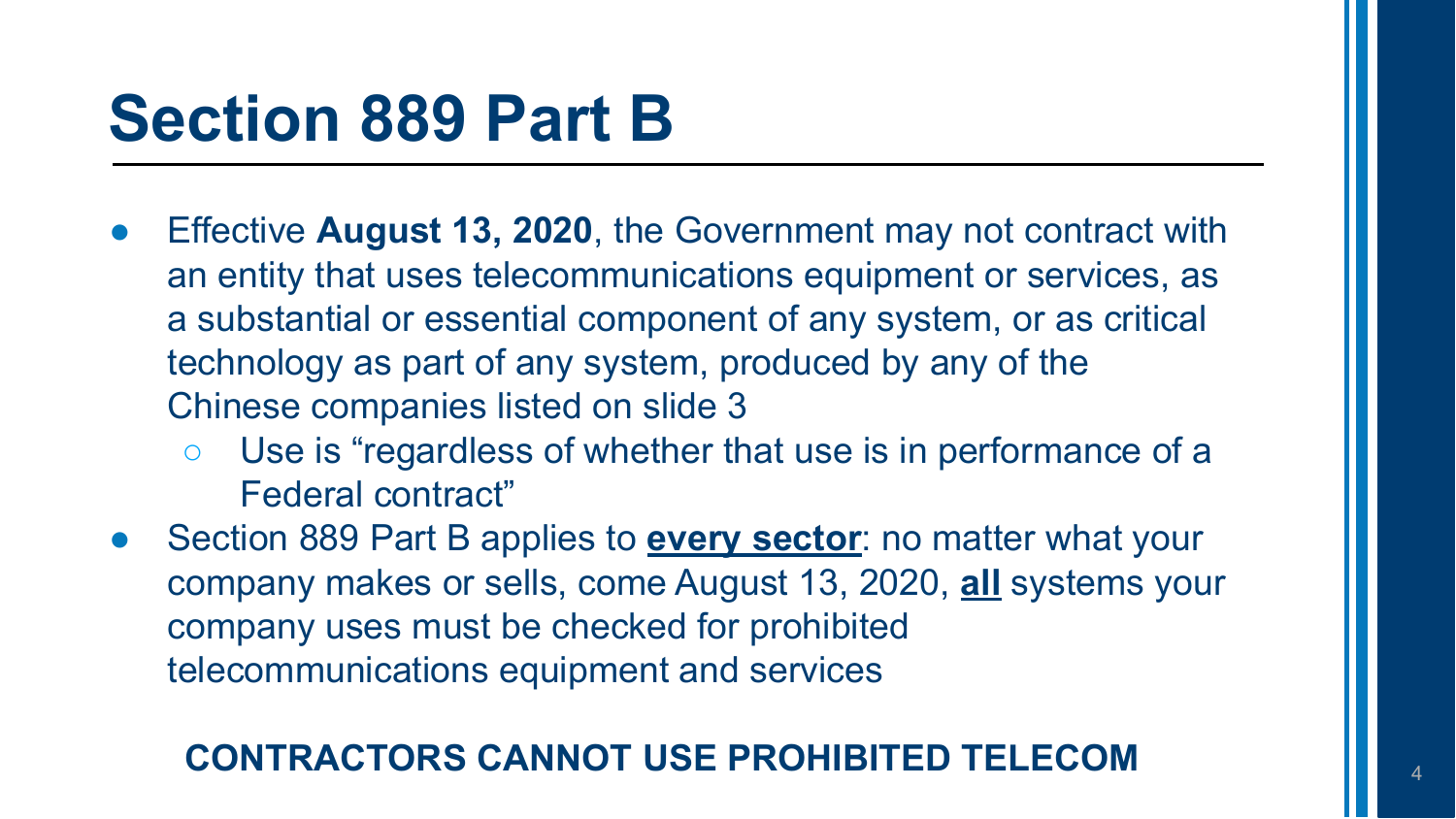# Section 889 Part B

- Effective **August 13, 2020**, the Government may not contract with an entity that uses telecommunications equipment or services, as a substantial or essential component of any system, or as critical technology as part of any system, produced by any of the Chinese companies listed on slide 3
  - Use is "regardless of whether that use is in performance of a Federal contract"
- Section 889 Part B applies to **<u>every sector</u>**: no matter what your company makes or sells, come August 13, 2020, **<u>all</u>** systems your company uses must be checked for prohibited telecommunications equipment and services

**CONTRACTORS CANNOT USE PROHIBITED TELECOM**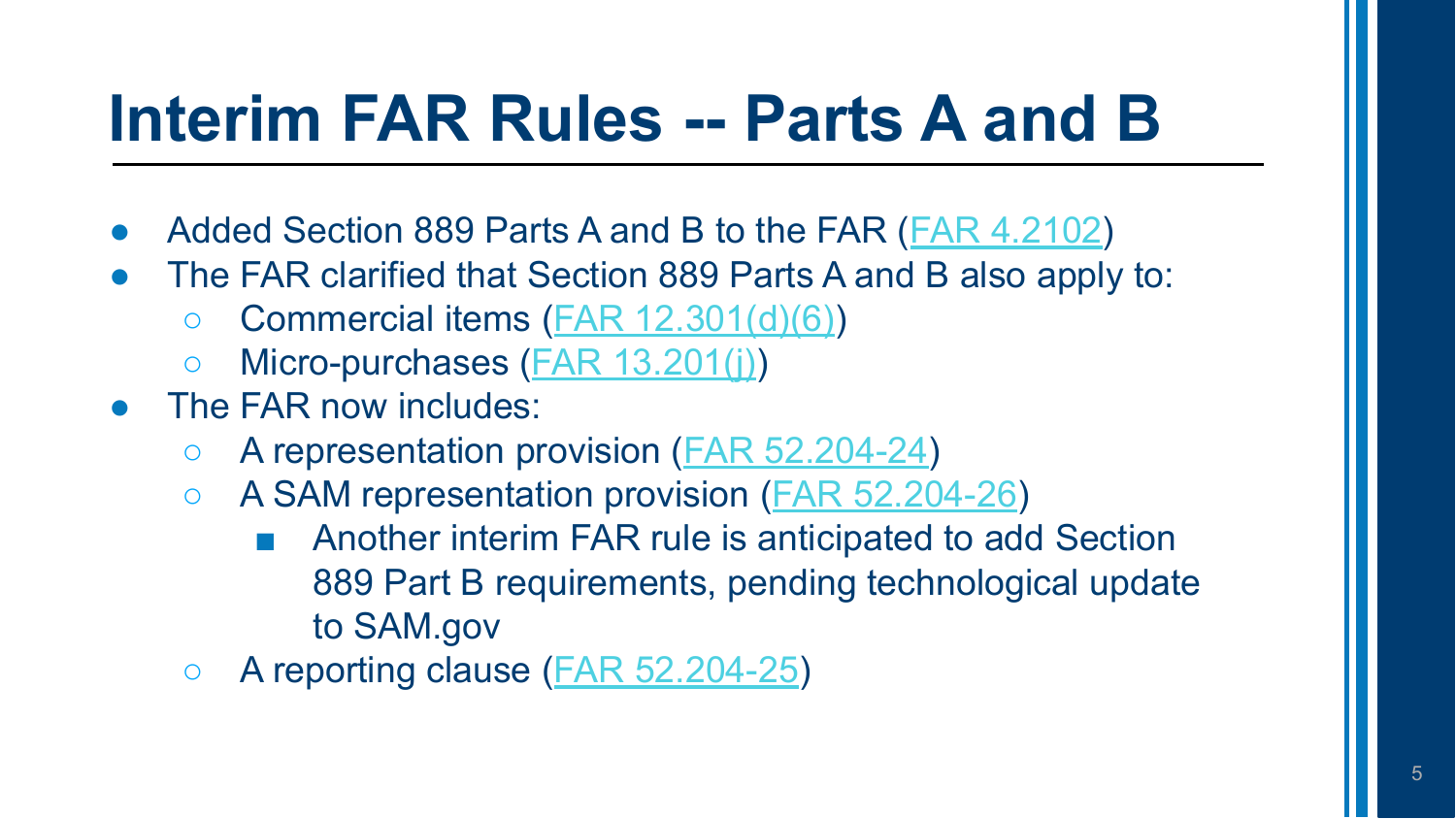# Interim FAR Rules -- Parts A and B

- Added Section 889 Parts A and B to the FAR (FAR 4.2102)
- The FAR clarified that Section 889 Parts A and B also apply to:
  - Commercial items (FAR 12.301(d)(6))
  - Micro-purchases (FAR 13.201(j))
- The FAR now includes:
  - A representation provision (FAR 52.204-24)
  - A SAM representation provision (FAR 52.204-26)
    - Another interim FAR rule is anticipated to add Section 889 Part B requirements, pending technological update to SAM.gov
  - A reporting clause (FAR 52.204-25)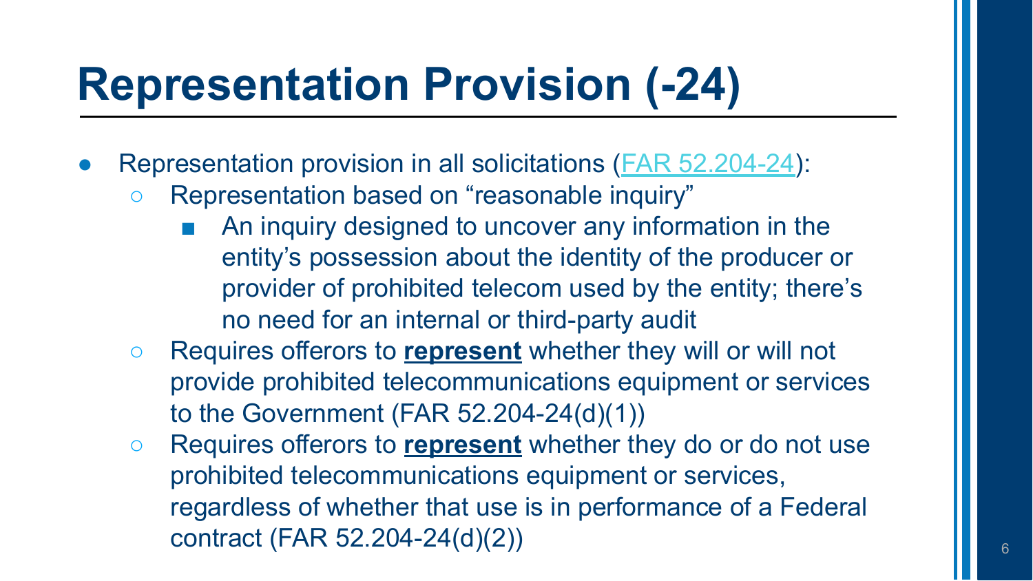# Representation Provision (-24)

- Representation provision in all solicitations ([FAR 52.204-24]()):
  - Representation based on “reasonable inquiry”
    - An inquiry designed to uncover any information in the entity’s possession about the identity of the producer or provider of prohibited telecom used by the entity; there’s no need for an internal or third-party audit
  - Requires offerors to **represent** whether they will or will not provide prohibited telecommunications equipment or services to the Government (FAR 52.204-24(d)(1))
  - Requires offerors to **represent** whether they do or do not use prohibited telecommunications equipment or services, regardless of whether that use is in performance of a Federal contract (FAR 52.204-24(d)(2))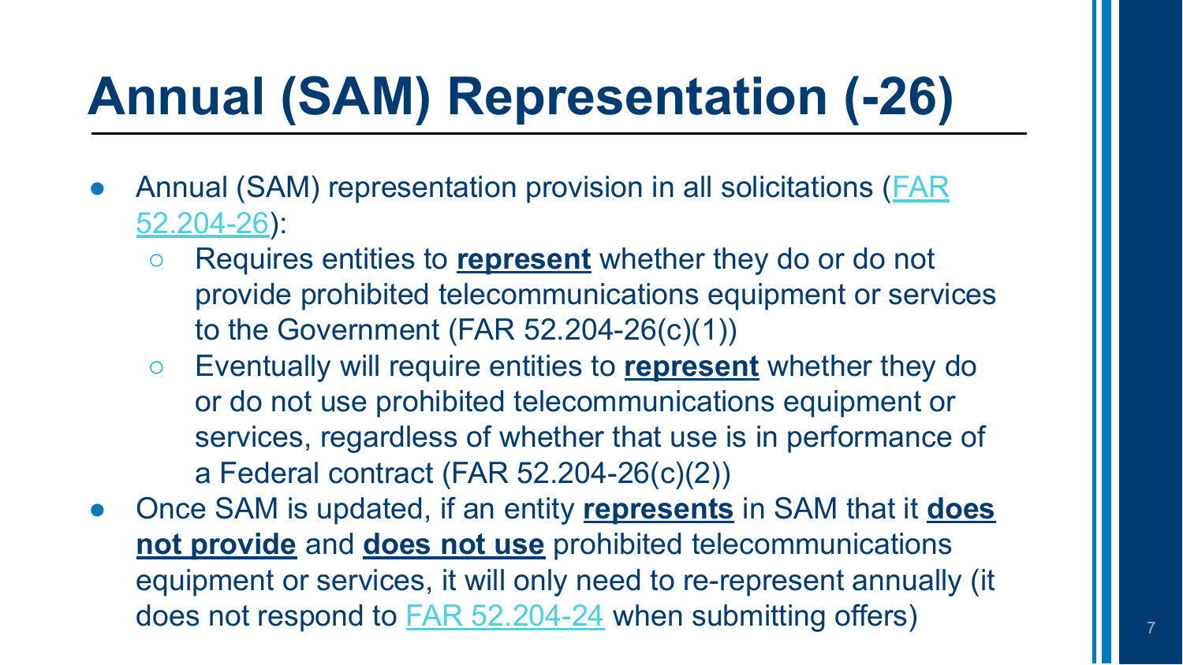# Annual (SAM) Representation (-26)

- Annual (SAM) representation provision in all solicitations ([FAR 52.204-26]()):
  - Requires entities to **represent** whether they do or do not provide prohibited telecommunications equipment or services to the Government (FAR 52.204-26(c)(1))
  - Eventually will require entities to **represent** whether they do or do not use prohibited telecommunications equipment or services, regardless of whether that use is in performance of a Federal contract (FAR 52.204-26(c)(2))
- Once SAM is updated, if an entity **represents** in SAM that it **does not provide** and **does not use** prohibited telecommunications equipment or services, it will only need to re-represent annually (it does not respond to [FAR 52.204-24]() when submitting offers)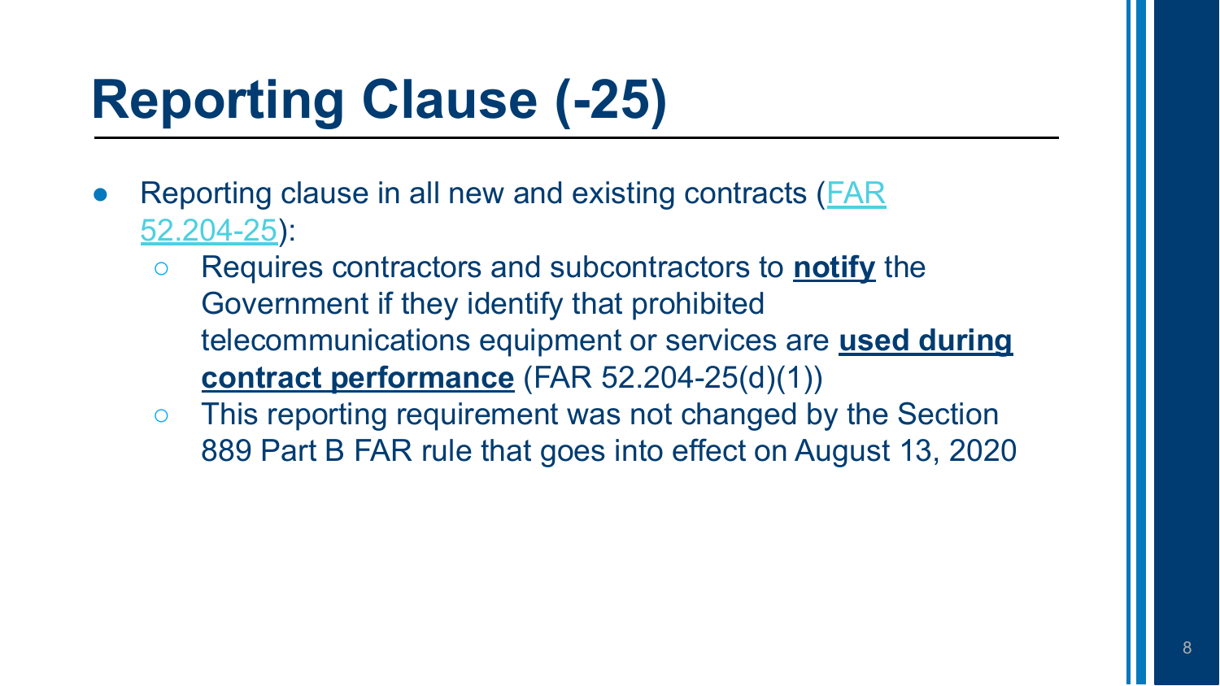# Reporting Clause (-25)

- Reporting clause in all new and existing contracts (FAR 52.204-25):
  - Requires contractors and subcontractors to **notify** the Government if they identify that prohibited telecommunications equipment or services are **used during contract performance** (FAR 52.204-25(d)(1))
  - This reporting requirement was not changed by the Section 889 Part B FAR rule that goes into effect on August 13, 2020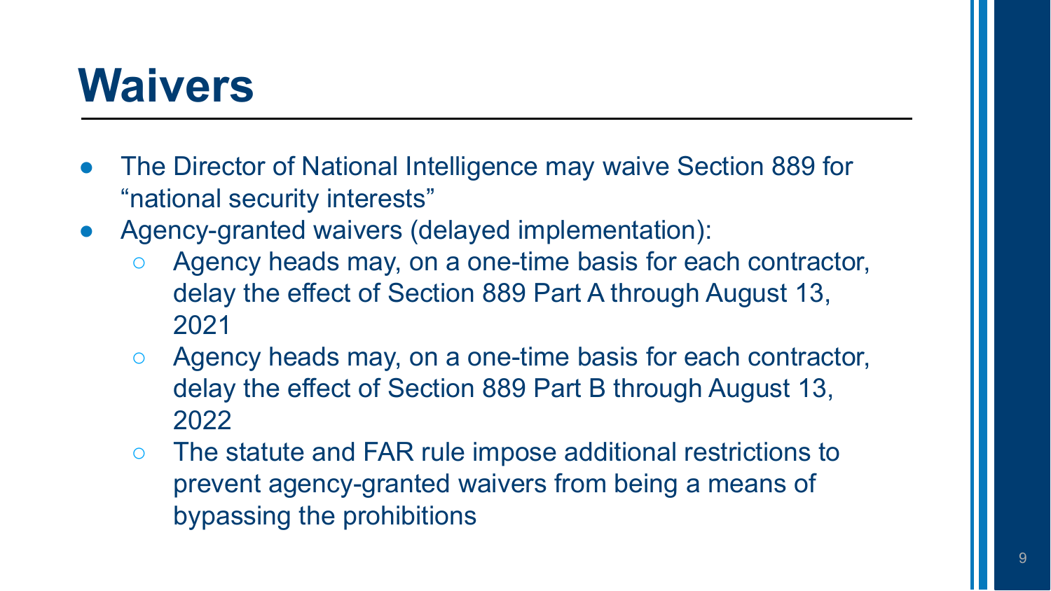# Waivers

- The Director of National Intelligence may waive Section 889 for "national security interests"
- Agency-granted waivers (delayed implementation):
  - Agency heads may, on a one-time basis for each contractor, delay the effect of Section 889 Part A through August 13, 2021
  - Agency heads may, on a one-time basis for each contractor, delay the effect of Section 889 Part B through August 13, 2022
  - The statute and FAR rule impose additional restrictions to prevent agency-granted waivers from being a means of bypassing the prohibitions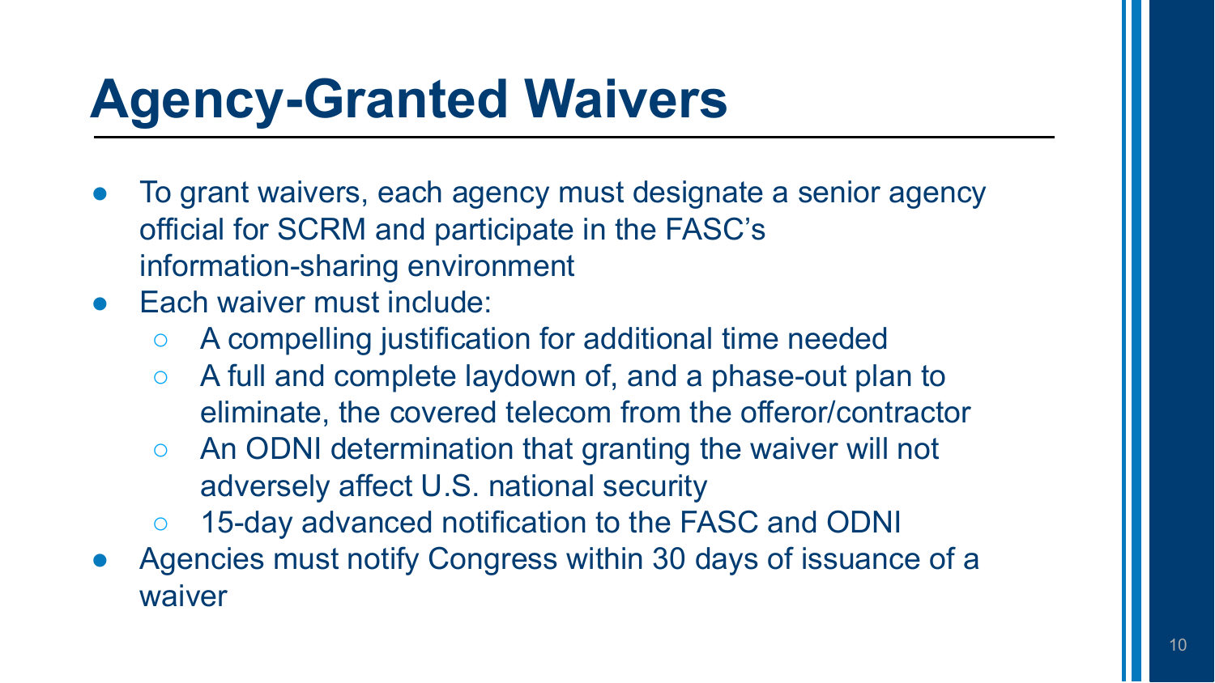# Agency-Granted Waivers

- To grant waivers, each agency must designate a senior agency official for SCRM and participate in the FASC's information-sharing environment
- Each waiver must include:
  - A compelling justification for additional time needed
  - A full and complete laydown of, and a phase-out plan to eliminate, the covered telecom from the offeror/contractor
  - An ODNI determination that granting the waiver will not adversely affect U.S. national security
  - 15-day advanced notification to the FASC and ODNI
- Agencies must notify Congress within 30 days of issuance of a waiver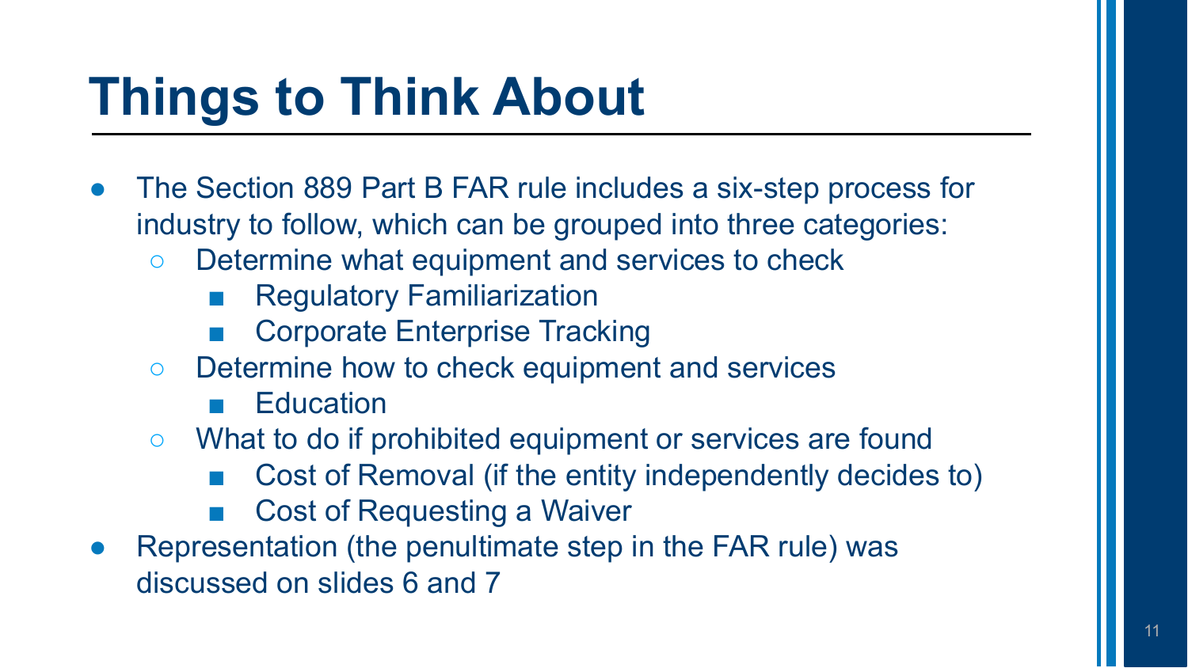# Things to Think About

- The Section 889 Part B FAR rule includes a six-step process for industry to follow, which can be grouped into three categories:
  - Determine what equipment and services to check
    - Regulatory Familiarization
    - Corporate Enterprise Tracking
  - Determine how to check equipment and services
    - Education
  - What to do if prohibited equipment or services are found
    - Cost of Removal (if the entity independently decides to)
    - Cost of Requesting a Waiver
- Representation (the penultimate step in the FAR rule) was discussed on slides 6 and 7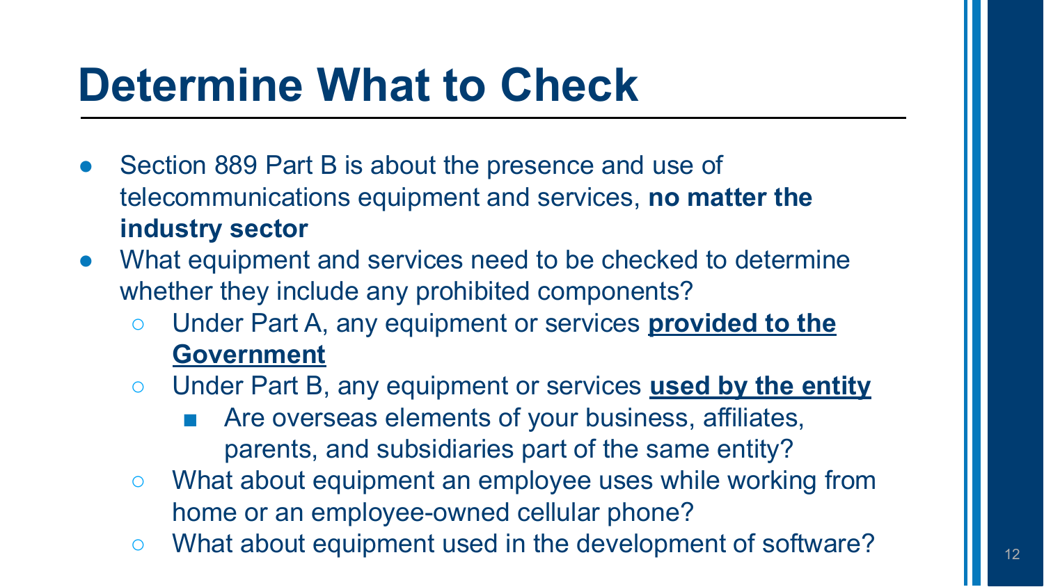# Determine What to Check

- Section 889 Part B is about the presence and use of telecommunications equipment and services, **no matter the industry sector**
- What equipment and services need to be checked to determine whether they include any prohibited components?
  - Under Part A, any equipment or services **<u>provided to the Government</u>**
  - Under Part B, any equipment or services **<u>used by the entity</u>**
    - Are overseas elements of your business, affiliates, parents, and subsidiaries part of the same entity?
  - What about equipment an employee uses while working from home or an employee-owned cellular phone?
  - What about equipment used in the development of software?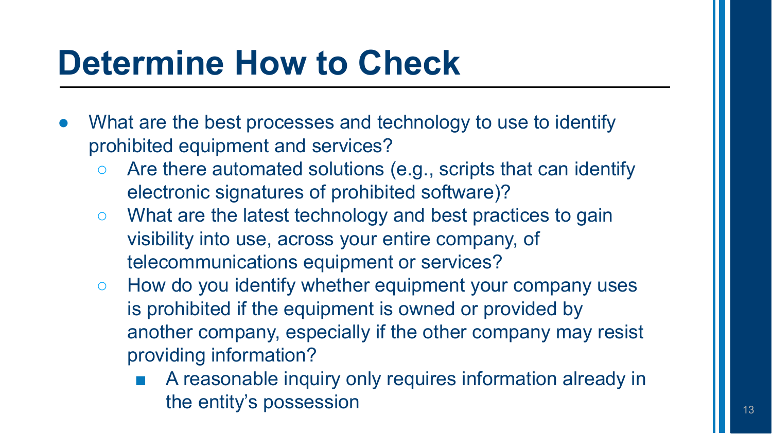# Determine How to Check

- What are the best processes and technology to use to identify prohibited equipment and services?
  - Are there automated solutions (e.g., scripts that can identify electronic signatures of prohibited software)?
  - What are the latest technology and best practices to gain visibility into use, across your entire company, of telecommunications equipment or services?
  - How do you identify whether equipment your company uses is prohibited if the equipment is owned or provided by another company, especially if the other company may resist providing information?
    - A reasonable inquiry only requires information already in the entity's possession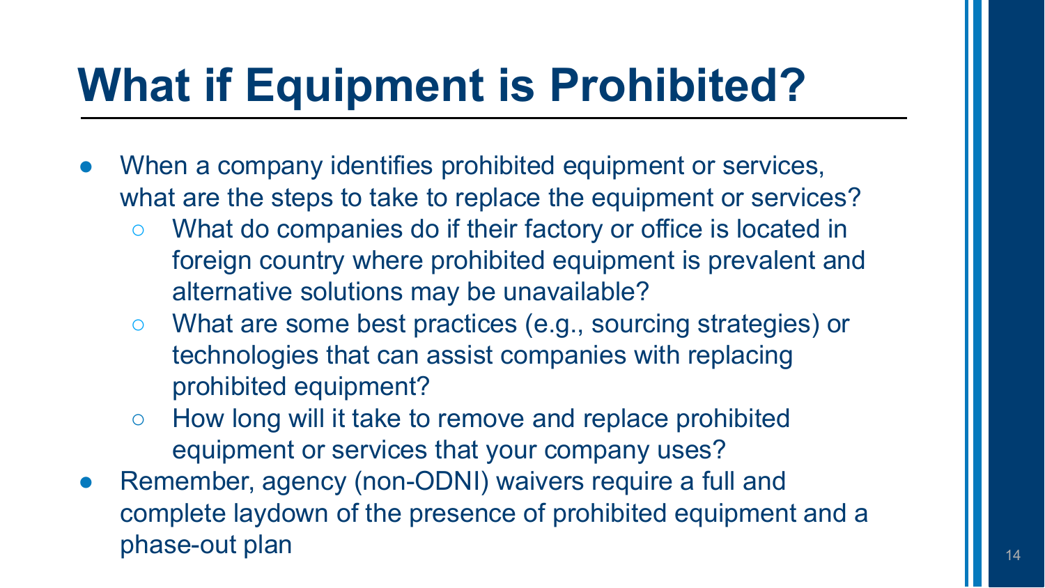# What if Equipment is Prohibited?

- When a company identifies prohibited equipment or services, what are the steps to take to replace the equipment or services?
  - What do companies do if their factory or office is located in foreign country where prohibited equipment is prevalent and alternative solutions may be unavailable?
  - What are some best practices (e.g., sourcing strategies) or technologies that can assist companies with replacing prohibited equipment?
  - How long will it take to remove and replace prohibited equipment or services that your company uses?
- Remember, agency (non-ODNI) waivers require a full and complete laydown of the presence of prohibited equipment and a phase-out plan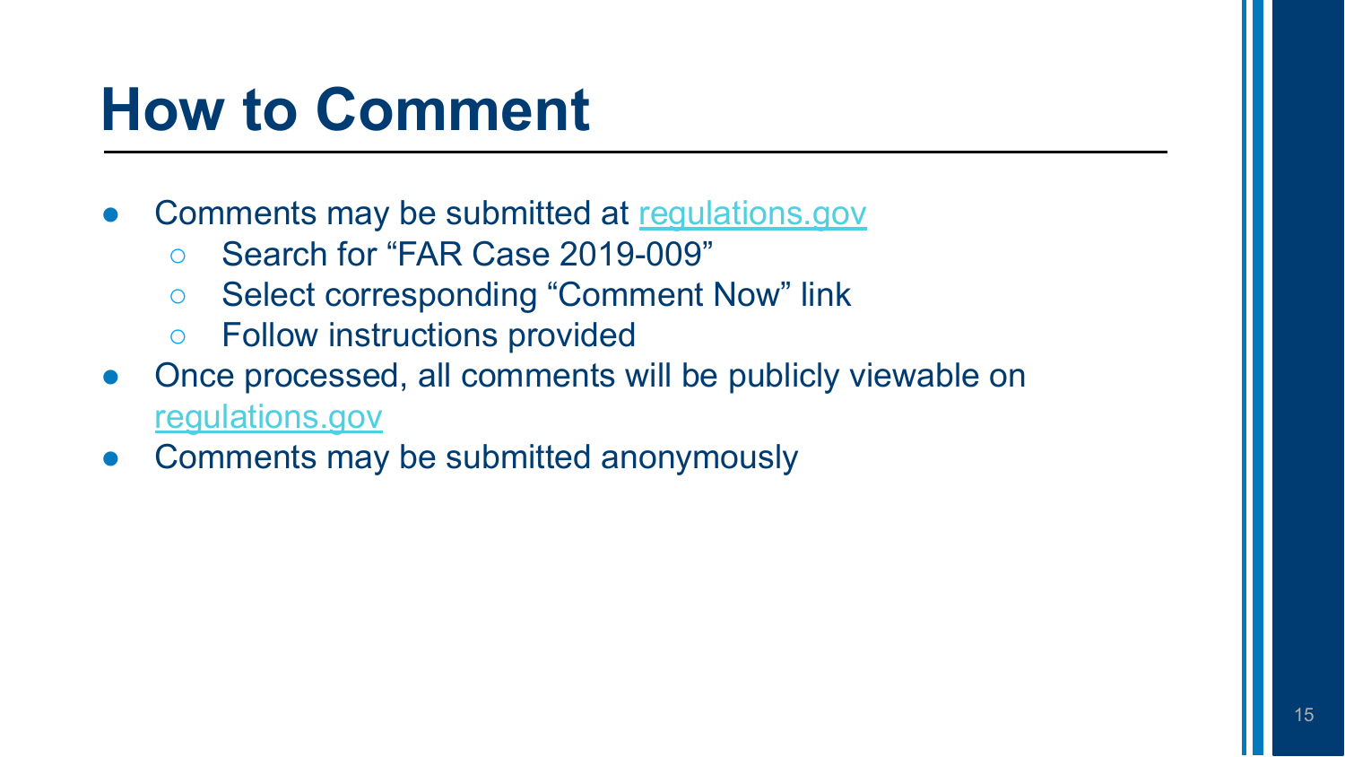# How to Comment

- Comments may be submitted at regulations.gov
  - Search for “FAR Case 2019-009”
  - Select corresponding “Comment Now” link
  - Follow instructions provided
- Once processed, all comments will be publicly viewable on regulations.gov
- Comments may be submitted anonymously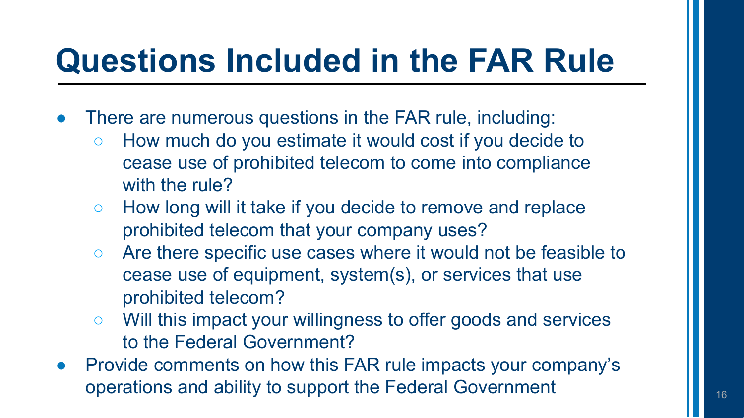# Questions Included in the FAR Rule

- There are numerous questions in the FAR rule, including:
  - How much do you estimate it would cost if you decide to cease use of prohibited telecom to come into compliance with the rule?
  - How long will it take if you decide to remove and replace prohibited telecom that your company uses?
  - Are there specific use cases where it would not be feasible to cease use of equipment, system(s), or services that use prohibited telecom?
  - Will this impact your willingness to offer goods and services to the Federal Government?
- Provide comments on how this FAR rule impacts your company's operations and ability to support the Federal Government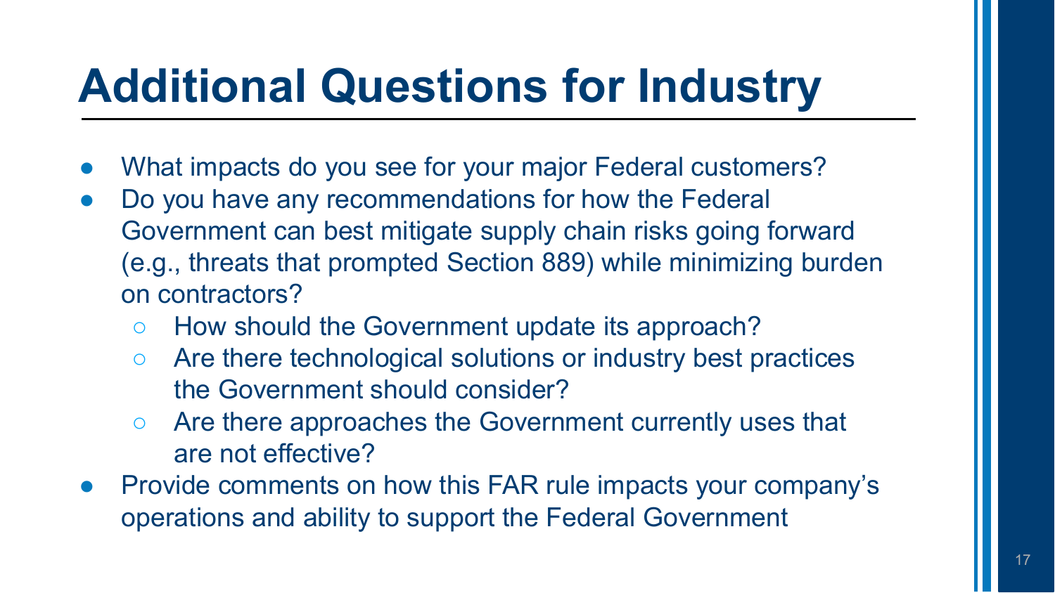# Additional Questions for Industry

- What impacts do you see for your major Federal customers?
- Do you have any recommendations for how the Federal Government can best mitigate supply chain risks going forward (e.g., threats that prompted Section 889) while minimizing burden on contractors?
  - How should the Government update its approach?
  - Are there technological solutions or industry best practices the Government should consider?
  - Are there approaches the Government currently uses that are not effective?
- Provide comments on how this FAR rule impacts your company's operations and ability to support the Federal Government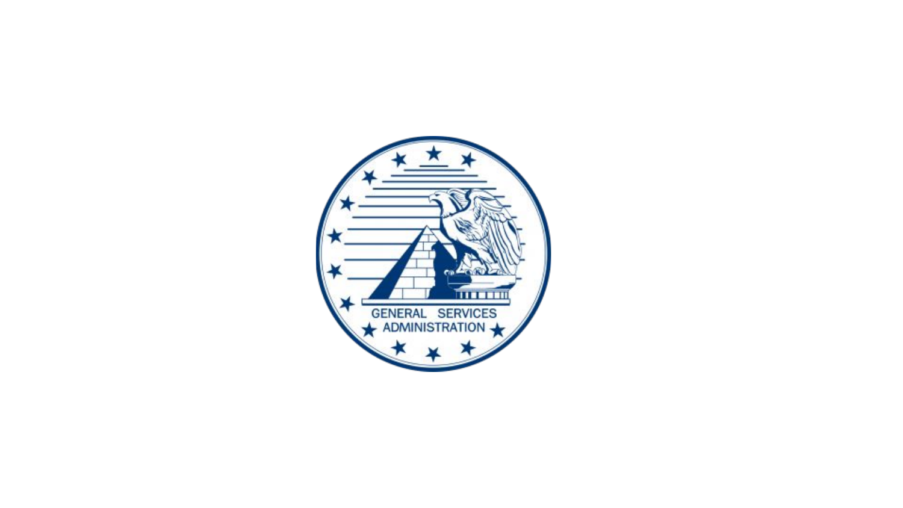GENERAL SERVICES ADMINISTRATION